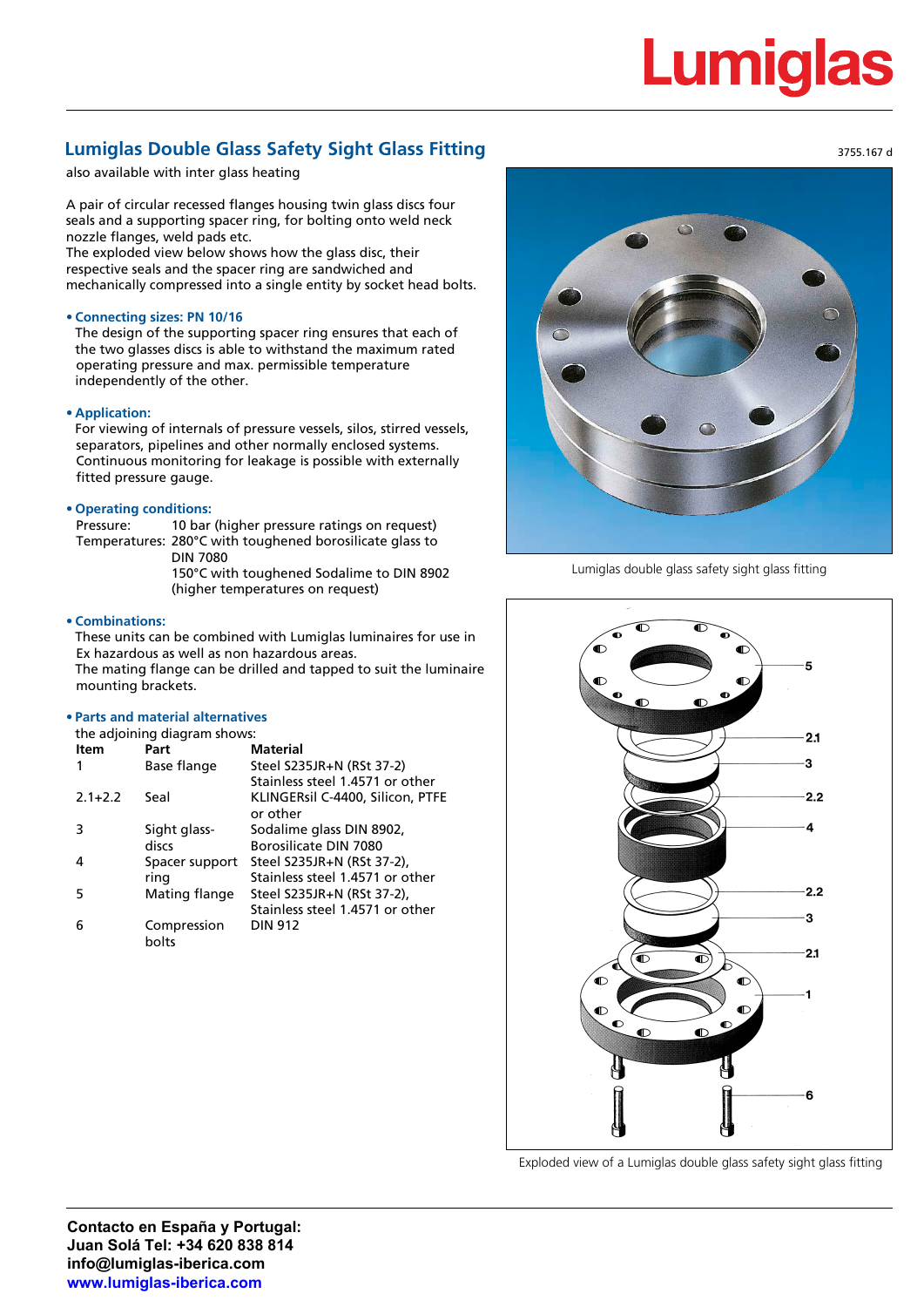# Lumiglas Double Glass Safety Sight Glass Fitting

3755.167 d

also available with inter glass heating

A pair of circular recessed flanges housing twin glass discs four seals and a supporting spacer ring, for bolting onto weld neck nozzle flanges, weld pads etc.
The exploded view below shows how the glass disc, their respective seals and the spacer ring are sandwiched and mechanically compressed into a single entity by socket head bolts.

- **Connecting sizes: PN 10/16**
  The design of the supporting spacer ring ensures that each of the two glasses discs is able to withstand the maximum rated operating pressure and max. permissible temperature independently of the other.

- **Application:**
  For viewing of internals of pressure vessels, silos, stirred vessels, separators, pipelines and other normally enclosed systems. Continuous monitoring for leakage is possible with externally fitted pressure gauge.

- **Operating conditions:**
  Pressure: 10 bar (higher pressure ratings on request)
  Temperatures: 280°C with toughened borosilicate glass to DIN 7080
  150°C with toughened Sodalime to DIN 8902
  (higher temperatures on request)

- **Combinations:**
  These units can be combined with Lumiglas luminaires for use in Ex hazardous as well as non hazardous areas.
  The mating flange can be drilled and tapped to suit the luminaire mounting brackets.

- **Parts and material alternatives**
  the adjoining diagram shows:

| Item | Part | Material |
|---|---|---|
| 1 | Base flange | Steel S235JR+N (RSt 37-2) Stainless steel 1.4571 or other |
| 2.1+2.2 | Seal | KLINGERsil C-4400, Silicon, PTFE or other |
| 3 | Sight glass-discs | Sodalime glass DIN 8902, Borosilicate DIN 7080 |
| 4 | Spacer support ring | Steel S235JR+N (RSt 37-2), Stainless steel 1.4571 or other |
| 5 | Mating flange | Steel S235JR+N (RSt 37-2), Stainless steel 1.4571 or other |
| 6 | Compression bolts | DIN 912 |

Lumiglas double glass safety sight glass fitting

Exploded view of a Lumiglas double glass safety sight glass fitting

**Contacto en España y Portugal:**
**Juan Solá Tel: +34 620 838 814**
**info@lumiglas-iberica.com**
**www.lumiglas-iberica.com**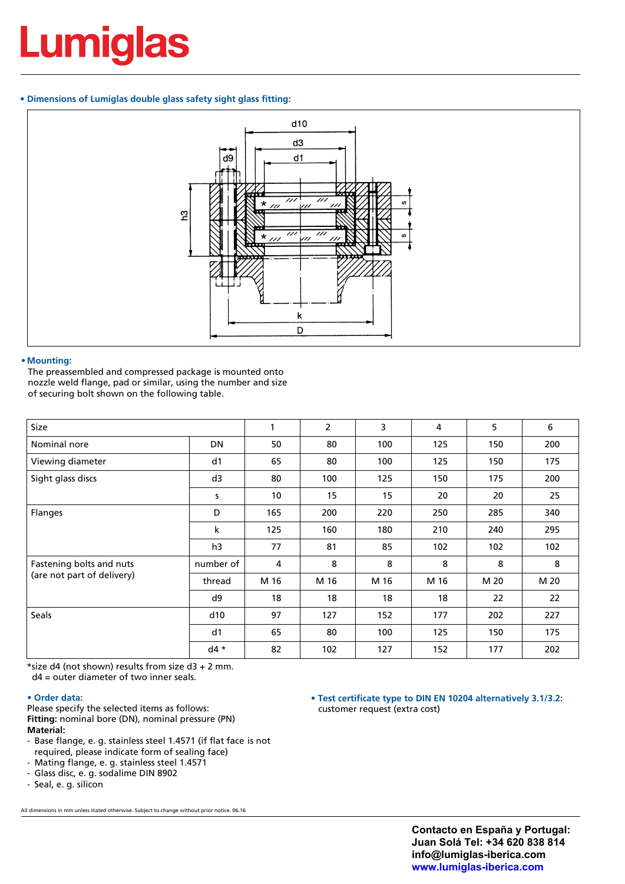Lumiglas

**• Dimensions of Lumiglas double glass safety sight glass fitting:**

d10
d3
d1
d9
h3
s
s
k
D

**• Mounting:**

The preassembled and compressed package is mounted onto nozzle weld flange, pad or similar, using the number and size of securing bolt shown on the following table.

| Size | | 1 | 2 | 3 | 4 | 5 | 6 |
|---|---|---|---|---|---|---|---|
| Nominal nore | DN | 50 | 80 | 100 | 125 | 150 | 200 |
| Viewing diameter | d1 | 65 | 80 | 100 | 125 | 150 | 175 |
| Sight glass discs | d3 | 80 | 100 | 125 | 150 | 175 | 200 |
| | s | 10 | 15 | 15 | 20 | 20 | 25 |
| Flanges | D | 165 | 200 | 220 | 250 | 285 | 340 |
| | k | 125 | 160 | 180 | 210 | 240 | 295 |
| | h3 | 77 | 81 | 85 | 102 | 102 | 102 |
| Fastening bolts and nuts (are not part of delivery) | number of | 4 | 8 | 8 | 8 | 8 | 8 |
| | thread | M 16 | M 16 | M 16 | M 16 | M 20 | M 20 |
| | d9 | 18 | 18 | 18 | 18 | 22 | 22 |
| Seals | d10 | 97 | 127 | 152 | 177 | 202 | 227 |
| | d1 | 65 | 80 | 100 | 125 | 150 | 175 |
| | d4 * | 82 | 102 | 127 | 152 | 177 | 202 |

*size d4 (not shown) results from size d3 + 2 mm.
d4 = outer diameter of two inner seals.

**• Order data:**

Please specify the selected items as follows:
**Fitting:** nominal bore (DN), nominal pressure (PN)
**Material:**

- Base flange, e. g. stainless steel 1.4571 (if flat face is not required, please indicate form of sealing face)
- Mating flange, e. g. stainless steel 1.4571
- Glass disc, e. g. sodalime DIN 8902
- Seal, e. g. silicon

**• Test certificate type to DIN EN 10204 alternatively 3.1/3.2:**
customer request (extra cost)

All dimensions in mm unless stated otherwise. Subject to change without prior notice. 06.16

**Contacto en España y Portugal:**
**Juan Solá Tel: +34 620 838 814**
**info@lumiglas-iberica.com**
**www.lumiglas-iberica.com**